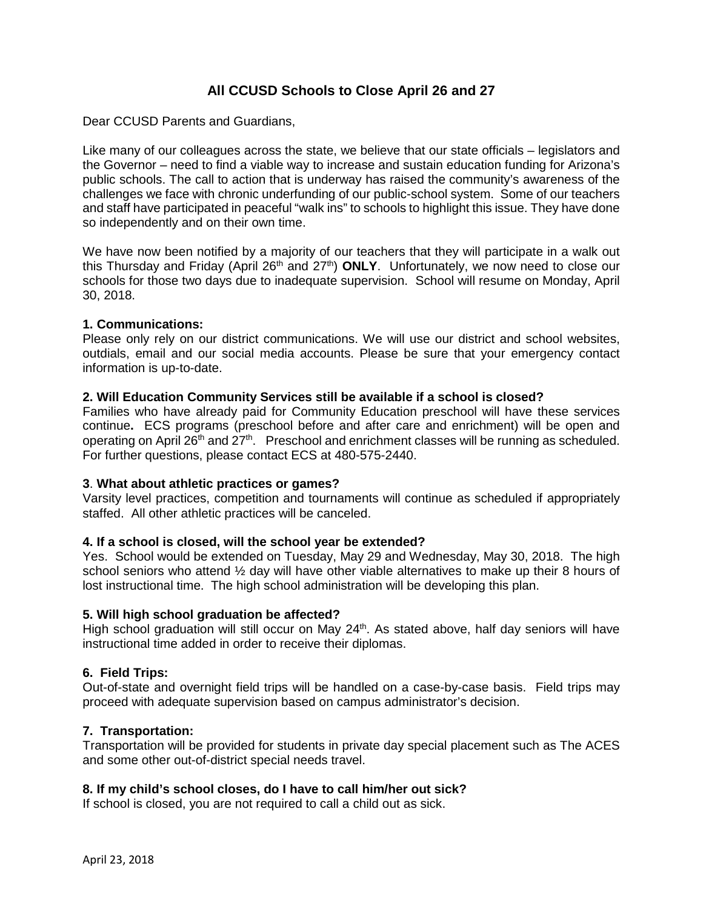# All CCUSD Schools to Close April 26 and 27

Dear CCUSD Parents and Guardians,

Like many of our colleagues across the state, we believe that our state officials – legislators and the Governor – need to find a viable way to increase and sustain education funding for Arizona's public schools. The call to action that is underway has raised the community's awareness of the challenges we face with chronic underfunding of our public-school system. Some of our teachers and staff have participated in peaceful "walk ins" to schools to highlight this issue. They have done so independently and on their own time.

We have now been notified by a majority of our teachers that they will participate in a walk out this Thursday and Friday (April 26th and 27th) **ONLY**. Unfortunately, we now need to close our schools for those two days due to inadequate supervision. School will resume on Monday, April 30, 2018.

**1. Communications:**
Please only rely on our district communications. We will use our district and school websites, outdials, email and our social media accounts. Please be sure that your emergency contact information is up-to-date.

**2. Will Education Community Services still be available if a school is closed?**
Families who have already paid for Community Education preschool will have these services continue**.** ECS programs (preschool before and after care and enrichment) will be open and operating on April 26th and 27th. Preschool and enrichment classes will be running as scheduled. For further questions, please contact ECS at 480-575-2440.

**3**. **What about athletic practices or games?**
Varsity level practices, competition and tournaments will continue as scheduled if appropriately staffed. All other athletic practices will be canceled.

**4. If a school is closed, will the school year be extended?**
Yes. School would be extended on Tuesday, May 29 and Wednesday, May 30, 2018. The high school seniors who attend ½ day will have other viable alternatives to make up their 8 hours of lost instructional time. The high school administration will be developing this plan.

**5. Will high school graduation be affected?**
High school graduation will still occur on May 24th. As stated above, half day seniors will have instructional time added in order to receive their diplomas.

**6. Field Trips:**
Out-of-state and overnight field trips will be handled on a case-by-case basis. Field trips may proceed with adequate supervision based on campus administrator's decision.

**7. Transportation:**
Transportation will be provided for students in private day special placement such as The ACES and some other out-of-district special needs travel.

**8. If my child's school closes, do I have to call him/her out sick?**
If school is closed, you are not required to call a child out as sick.

April 23, 2018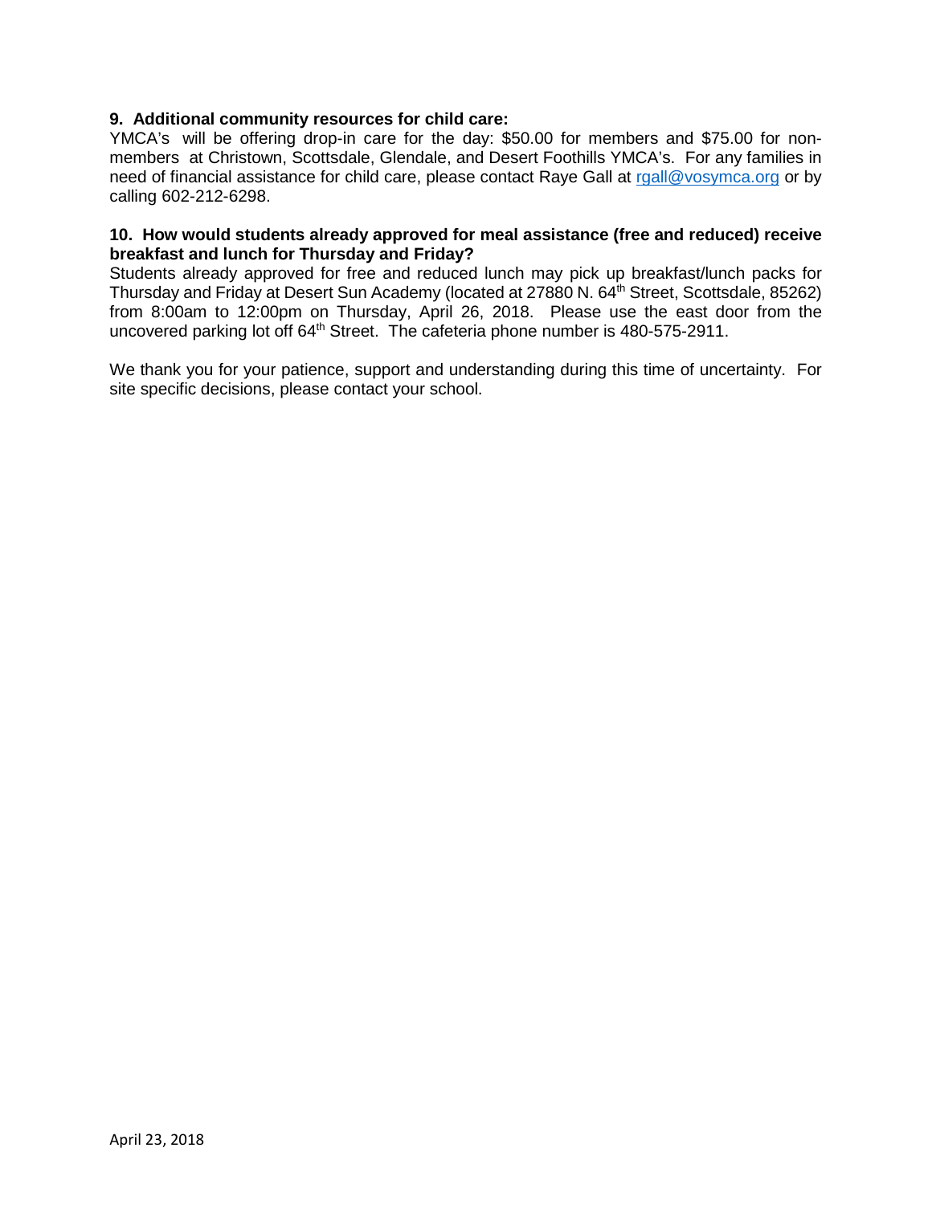**9. Additional community resources for child care:**

YMCA's will be offering drop-in care for the day: $50.00 for members and $75.00 for non-members at Christown, Scottsdale, Glendale, and Desert Foothills YMCA's. For any families in need of financial assistance for child care, please contact Raye Gall at rgall@vosymca.org or by calling 602-212-6298.

**10. How would students already approved for meal assistance (free and reduced) receive breakfast and lunch for Thursday and Friday?**

Students already approved for free and reduced lunch may pick up breakfast/lunch packs for Thursday and Friday at Desert Sun Academy (located at 27880 N. 64th Street, Scottsdale, 85262) from 8:00am to 12:00pm on Thursday, April 26, 2018. Please use the east door from the uncovered parking lot off 64th Street. The cafeteria phone number is 480-575-2911.

We thank you for your patience, support and understanding during this time of uncertainty. For site specific decisions, please contact your school.

April 23, 2018